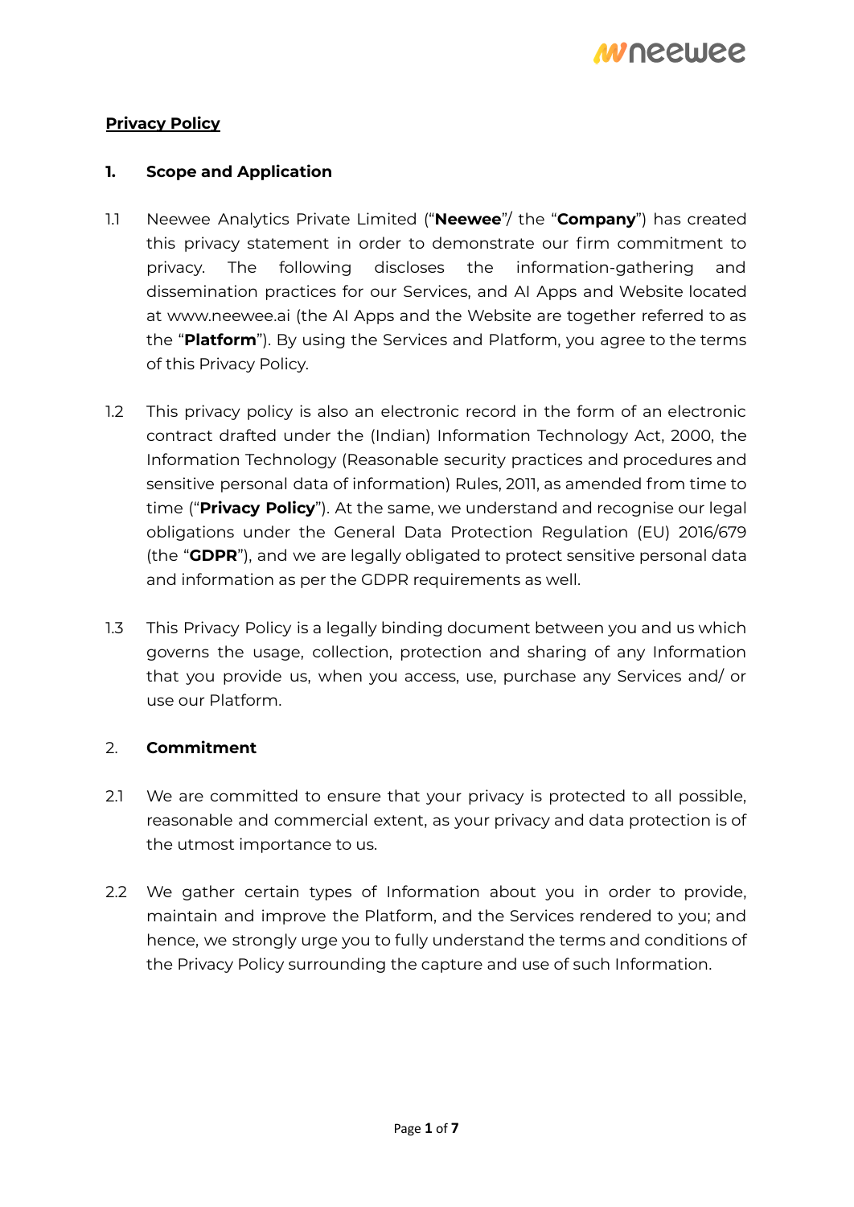# Privacy Policy

## 1. Scope and Application

1.1 Neewee Analytics Private Limited ("**Neewee**"/ the "**Company**") has created this privacy statement in order to demonstrate our firm commitment to privacy. The following discloses the information-gathering and dissemination practices for our Services, and AI Apps and Website located at www.neewee.ai (the AI Apps and the Website are together referred to as the "**Platform**"). By using the Services and Platform, you agree to the terms of this Privacy Policy.

1.2 This privacy policy is also an electronic record in the form of an electronic contract drafted under the (Indian) Information Technology Act, 2000, the Information Technology (Reasonable security practices and procedures and sensitive personal data of information) Rules, 2011, as amended from time to time ("**Privacy Policy**"). At the same, we understand and recognise our legal obligations under the General Data Protection Regulation (EU) 2016/679 (the "**GDPR**"), and we are legally obligated to protect sensitive personal data and information as per the GDPR requirements as well.

1.3 This Privacy Policy is a legally binding document between you and us which governs the usage, collection, protection and sharing of any Information that you provide us, when you access, use, purchase any Services and/ or use our Platform.

## 2. Commitment

2.1 We are committed to ensure that your privacy is protected to all possible, reasonable and commercial extent, as your privacy and data protection is of the utmost importance to us.

2.2 We gather certain types of Information about you in order to provide, maintain and improve the Platform, and the Services rendered to you; and hence, we strongly urge you to fully understand the terms and conditions of the Privacy Policy surrounding the capture and use of such Information.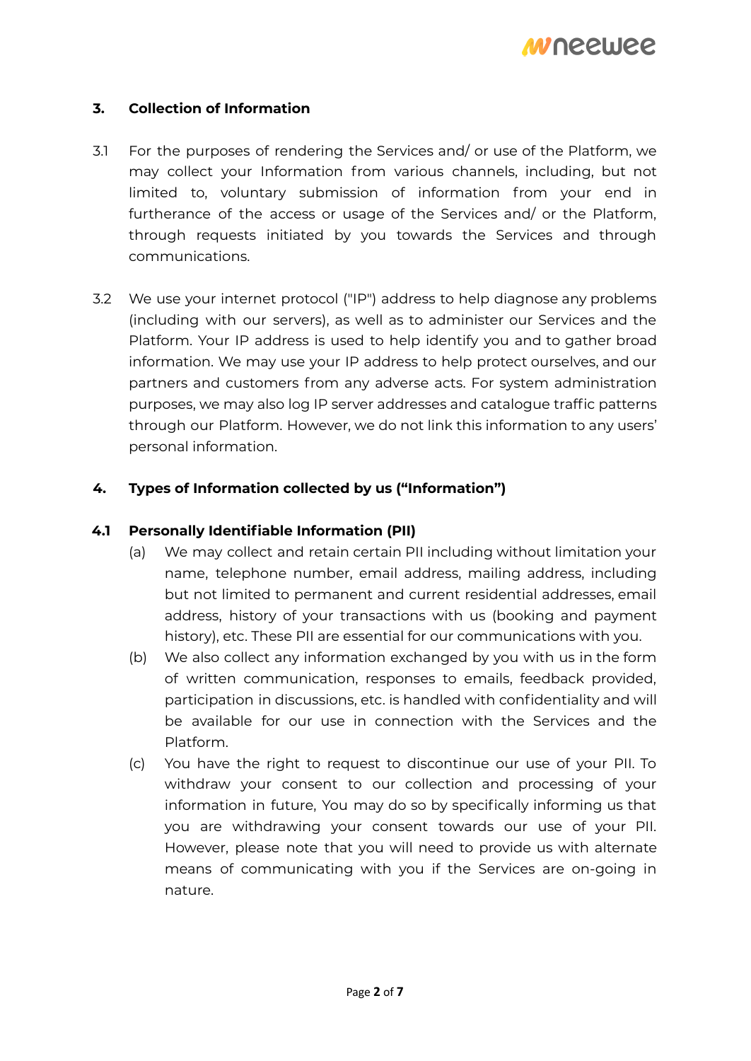## 3. Collection of Information

3.1 For the purposes of rendering the Services and/ or use of the Platform, we may collect your Information from various channels, including, but not limited to, voluntary submission of information from your end in furtherance of the access or usage of the Services and/ or the Platform, through requests initiated by you towards the Services and through communications.

3.2 We use your internet protocol ("IP") address to help diagnose any problems (including with our servers), as well as to administer our Services and the Platform. Your IP address is used to help identify you and to gather broad information. We may use your IP address to help protect ourselves, and our partners and customers from any adverse acts. For system administration purposes, we may also log IP server addresses and catalogue traffic patterns through our Platform. However, we do not link this information to any users' personal information.

## 4. Types of Information collected by us ("Information")

### 4.1 Personally Identifiable Information (PII)

(a) We may collect and retain certain PII including without limitation your name, telephone number, email address, mailing address, including but not limited to permanent and current residential addresses, email address, history of your transactions with us (booking and payment history), etc. These PII are essential for our communications with you.

(b) We also collect any information exchanged by you with us in the form of written communication, responses to emails, feedback provided, participation in discussions, etc. is handled with confidentiality and will be available for our use in connection with the Services and the Platform.

(c) You have the right to request to discontinue our use of your PII. To withdraw your consent to our collection and processing of your information in future, You may do so by specifically informing us that you are withdrawing your consent towards our use of your PII. However, please note that you will need to provide us with alternate means of communicating with you if the Services are on-going in nature.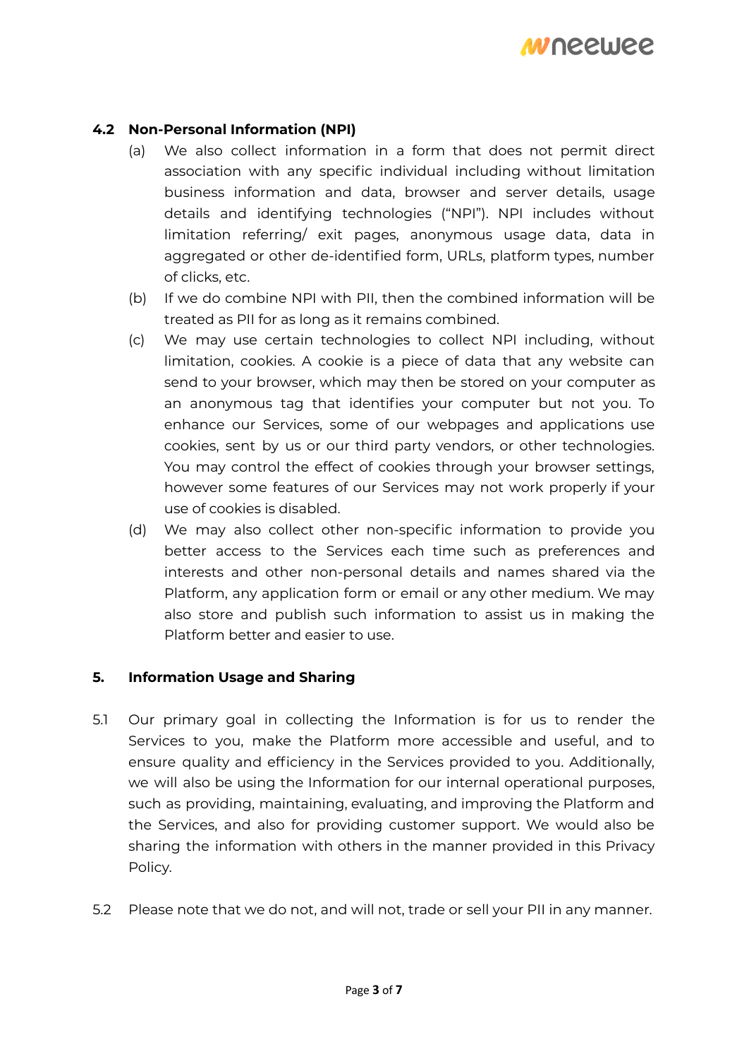### 4.2 Non-Personal Information (NPI)

(a) We also collect information in a form that does not permit direct association with any specific individual including without limitation business information and data, browser and server details, usage details and identifying technologies ("NPI"). NPI includes without limitation referring/ exit pages, anonymous usage data, data in aggregated or other de-identified form, URLs, platform types, number of clicks, etc.

(b) If we do combine NPI with PII, then the combined information will be treated as PII for as long as it remains combined.

(c) We may use certain technologies to collect NPI including, without limitation, cookies. A cookie is a piece of data that any website can send to your browser, which may then be stored on your computer as an anonymous tag that identifies your computer but not you. To enhance our Services, some of our webpages and applications use cookies, sent by us or our third party vendors, or other technologies. You may control the effect of cookies through your browser settings, however some features of our Services may not work properly if your use of cookies is disabled.

(d) We may also collect other non-specific information to provide you better access to the Services each time such as preferences and interests and other non-personal details and names shared via the Platform, any application form or email or any other medium. We may also store and publish such information to assist us in making the Platform better and easier to use.

## 5. Information Usage and Sharing

5.1 Our primary goal in collecting the Information is for us to render the Services to you, make the Platform more accessible and useful, and to ensure quality and efficiency in the Services provided to you. Additionally, we will also be using the Information for our internal operational purposes, such as providing, maintaining, evaluating, and improving the Platform and the Services, and also for providing customer support. We would also be sharing the information with others in the manner provided in this Privacy Policy.

5.2 Please note that we do not, and will not, trade or sell your PII in any manner.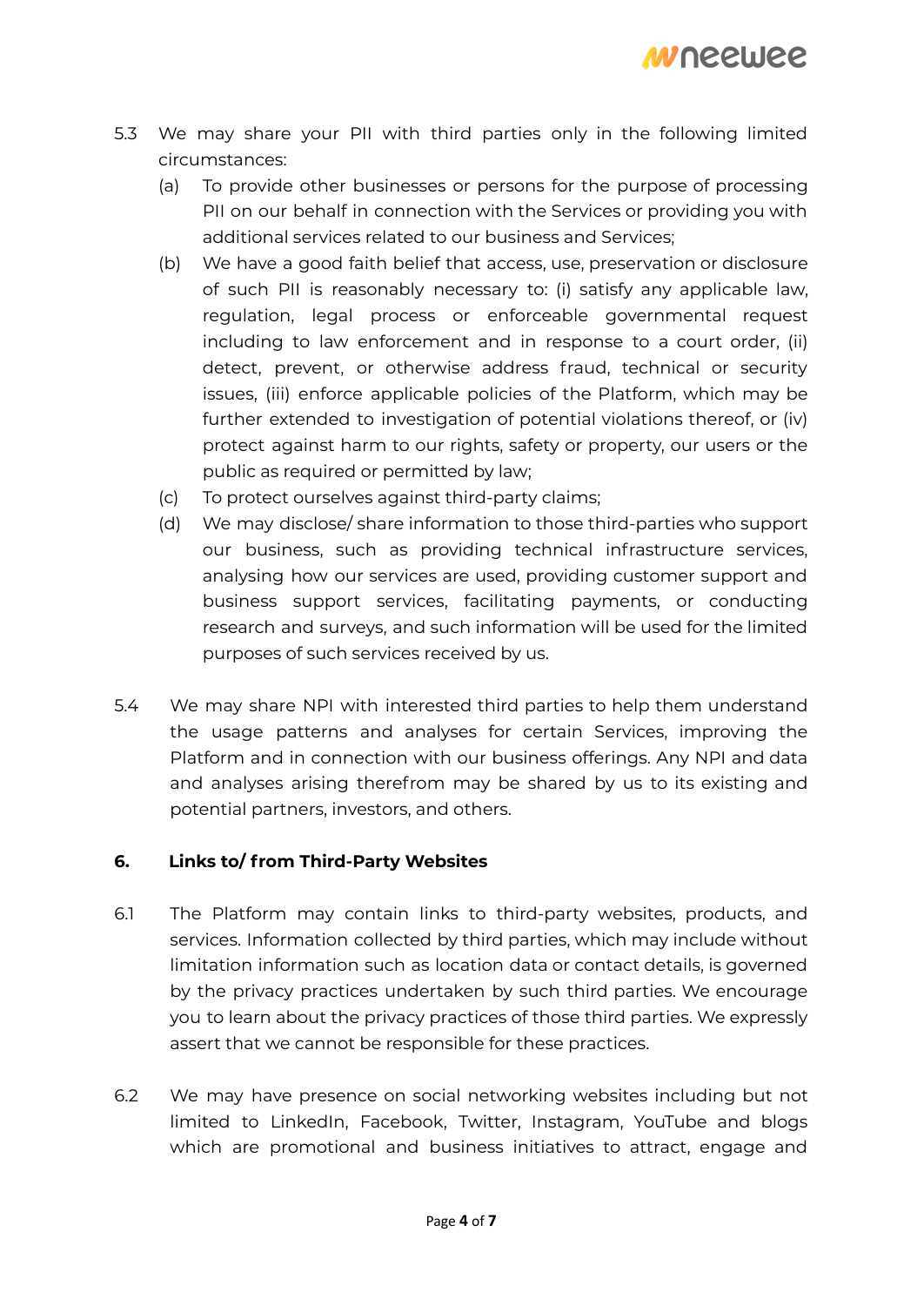5.3 We may share your PII with third parties only in the following limited circumstances:

(a) To provide other businesses or persons for the purpose of processing PII on our behalf in connection with the Services or providing you with additional services related to our business and Services;

(b) We have a good faith belief that access, use, preservation or disclosure of such PII is reasonably necessary to: (i) satisfy any applicable law, regulation, legal process or enforceable governmental request including to law enforcement and in response to a court order, (ii) detect, prevent, or otherwise address fraud, technical or security issues, (iii) enforce applicable policies of the Platform, which may be further extended to investigation of potential violations thereof, or (iv) protect against harm to our rights, safety or property, our users or the public as required or permitted by law;

(c) To protect ourselves against third-party claims;

(d) We may disclose/ share information to those third-parties who support our business, such as providing technical infrastructure services, analysing how our services are used, providing customer support and business support services, facilitating payments, or conducting research and surveys, and such information will be used for the limited purposes of such services received by us.

5.4 We may share NPI with interested third parties to help them understand the usage patterns and analyses for certain Services, improving the Platform and in connection with our business offerings. Any NPI and data and analyses arising therefrom may be shared by us to its existing and potential partners, investors, and others.

## 6. Links to/ from Third-Party Websites

6.1 The Platform may contain links to third-party websites, products, and services. Information collected by third parties, which may include without limitation information such as location data or contact details, is governed by the privacy practices undertaken by such third parties. We encourage you to learn about the privacy practices of those third parties. We expressly assert that we cannot be responsible for these practices.

6.2 We may have presence on social networking websites including but not limited to LinkedIn, Facebook, Twitter, Instagram, YouTube and blogs which are promotional and business initiatives to attract, engage and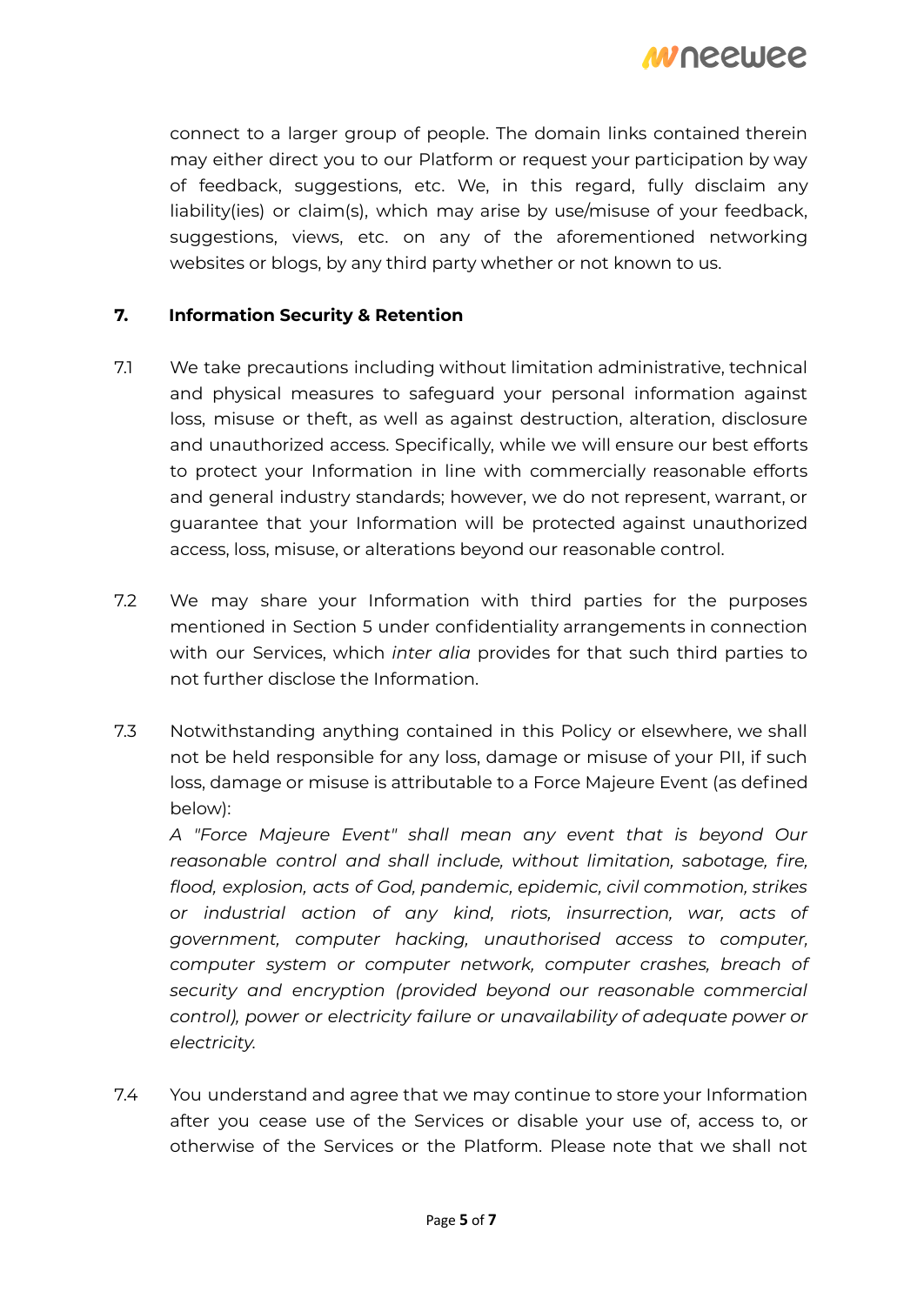connect to a larger group of people. The domain links contained therein may either direct you to our Platform or request your participation by way of feedback, suggestions, etc. We, in this regard, fully disclaim any liability(ies) or claim(s), which may arise by use/misuse of your feedback, suggestions, views, etc. on any of the aforementioned networking websites or blogs, by any third party whether or not known to us.

## 7. Information Security & Retention

7.1 We take precautions including without limitation administrative, technical and physical measures to safeguard your personal information against loss, misuse or theft, as well as against destruction, alteration, disclosure and unauthorized access. Specifically, while we will ensure our best efforts to protect your Information in line with commercially reasonable efforts and general industry standards; however, we do not represent, warrant, or guarantee that your Information will be protected against unauthorized access, loss, misuse, or alterations beyond our reasonable control.

7.2 We may share your Information with third parties for the purposes mentioned in Section 5 under confidentiality arrangements in connection with our Services, which *inter alia* provides for that such third parties to not further disclose the Information.

7.3 Notwithstanding anything contained in this Policy or elsewhere, we shall not be held responsible for any loss, damage or misuse of your PII, if such loss, damage or misuse is attributable to a Force Majeure Event (as defined below):

*A "Force Majeure Event" shall mean any event that is beyond Our reasonable control and shall include, without limitation, sabotage, fire, flood, explosion, acts of God, pandemic, epidemic, civil commotion, strikes or industrial action of any kind, riots, insurrection, war, acts of government, computer hacking, unauthorised access to computer, computer system or computer network, computer crashes, breach of security and encryption (provided beyond our reasonable commercial control), power or electricity failure or unavailability of adequate power or electricity.*

7.4 You understand and agree that we may continue to store your Information after you cease use of the Services or disable your use of, access to, or otherwise of the Services or the Platform. Please note that we shall not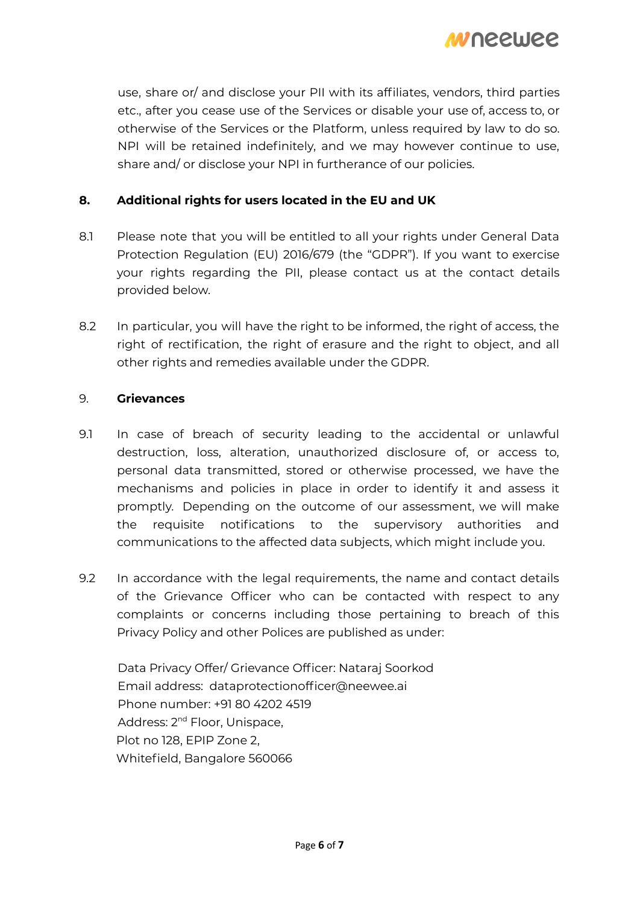use, share or/ and disclose your PII with its affiliates, vendors, third parties etc., after you cease use of the Services or disable your use of, access to, or otherwise of the Services or the Platform, unless required by law to do so. NPI will be retained indefinitely, and we may however continue to use, share and/ or disclose your NPI in furtherance of our policies.

## 8. Additional rights for users located in the EU and UK

8.1 Please note that you will be entitled to all your rights under General Data Protection Regulation (EU) 2016/679 (the "GDPR"). If you want to exercise your rights regarding the PII, please contact us at the contact details provided below.

8.2 In particular, you will have the right to be informed, the right of access, the right of rectification, the right of erasure and the right to object, and all other rights and remedies available under the GDPR.

## 9. Grievances

9.1 In case of breach of security leading to the accidental or unlawful destruction, loss, alteration, unauthorized disclosure of, or access to, personal data transmitted, stored or otherwise processed, we have the mechanisms and policies in place in order to identify it and assess it promptly. Depending on the outcome of our assessment, we will make the requisite notifications to the supervisory authorities and communications to the affected data subjects, which might include you.

9.2 In accordance with the legal requirements, the name and contact details of the Grievance Officer who can be contacted with respect to any complaints or concerns including those pertaining to breach of this Privacy Policy and other Polices are published as under:

Data Privacy Offer/ Grievance Officer: Nataraj Soorkod
Email address: dataprotectionofficer@neewee.ai
Phone number: +91 80 4202 4519
Address: 2nd Floor, Unispace,
Plot no 128, EPIP Zone 2,
Whitefield, Bangalore 560066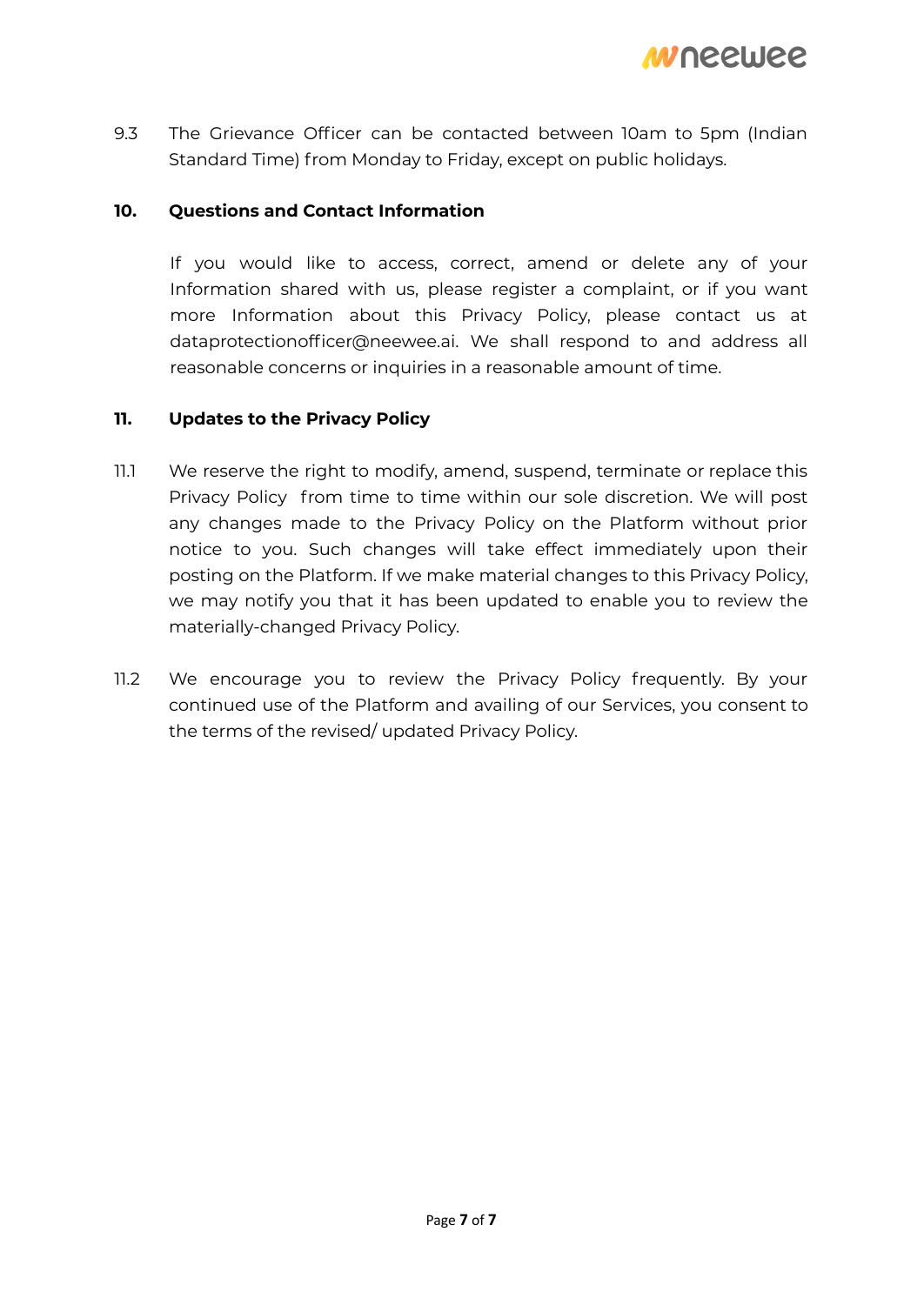9.3 The Grievance Officer can be contacted between 10am to 5pm (Indian Standard Time) from Monday to Friday, except on public holidays.

## 10. Questions and Contact Information

If you would like to access, correct, amend or delete any of your Information shared with us, please register a complaint, or if you want more Information about this Privacy Policy, please contact us at dataprotectionofficer@neewee.ai. We shall respond to and address all reasonable concerns or inquiries in a reasonable amount of time.

## 11. Updates to the Privacy Policy

11.1 We reserve the right to modify, amend, suspend, terminate or replace this Privacy Policy from time to time within our sole discretion. We will post any changes made to the Privacy Policy on the Platform without prior notice to you. Such changes will take effect immediately upon their posting on the Platform. If we make material changes to this Privacy Policy, we may notify you that it has been updated to enable you to review the materially-changed Privacy Policy.

11.2 We encourage you to review the Privacy Policy frequently. By your continued use of the Platform and availing of our Services, you consent to the terms of the revised/ updated Privacy Policy.